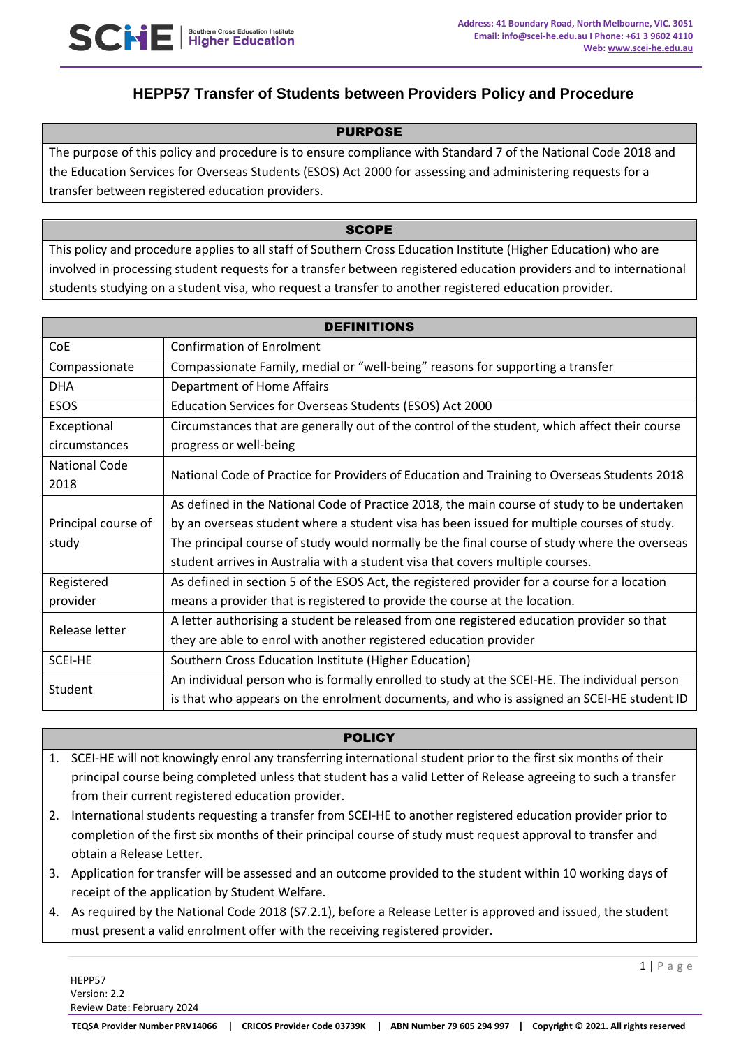# HEPP57 Transfer of Students between Providers Policy and Procedure

## PURPOSE

The purpose of this policy and procedure is to ensure compliance with Standard 7 of the National Code 2018 and the Education Services for Overseas Students (ESOS) Act 2000 for assessing and administering requests for a transfer between registered education providers.

## SCOPE

This policy and procedure applies to all staff of Southern Cross Education Institute (Higher Education) who are involved in processing student requests for a transfer between registered education providers and to international students studying on a student visa, who request a transfer to another registered education provider.

## DEFINITIONS

| Term | Definition |
|---|---|
| CoE | Confirmation of Enrolment |
| Compassionate | Compassionate Family, medial or "well-being" reasons for supporting a transfer |
| DHA | Department of Home Affairs |
| ESOS | Education Services for Overseas Students (ESOS) Act 2000 |
| Exceptional circumstances | Circumstances that are generally out of the control of the student, which affect their course progress or well-being |
| National Code 2018 | National Code of Practice for Providers of Education and Training to Overseas Students 2018 |
| Principal course of study | As defined in the National Code of Practice 2018, the main course of study to be undertaken by an overseas student where a student visa has been issued for multiple courses of study. The principal course of study would normally be the final course of study where the overseas student arrives in Australia with a student visa that covers multiple courses. |
| Registered provider | As defined in section 5 of the ESOS Act, the registered provider for a course for a location means a provider that is registered to provide the course at the location. |
| Release letter | A letter authorising a student be released from one registered education provider so that they are able to enrol with another registered education provider |
| SCEI-HE | Southern Cross Education Institute (Higher Education) |
| Student | An individual person who is formally enrolled to study at the SCEI-HE. The individual person is that who appears on the enrolment documents, and who is assigned an SCEI-HE student ID |

## POLICY

1. SCEI-HE will not knowingly enrol any transferring international student prior to the first six months of their principal course being completed unless that student has a valid Letter of Release agreeing to such a transfer from their current registered education provider.
2. International students requesting a transfer from SCEI-HE to another registered education provider prior to completion of the first six months of their principal course of study must request approval to transfer and obtain a Release Letter.
3. Application for transfer will be assessed and an outcome provided to the student within 10 working days of receipt of the application by Student Welfare.
4. As required by the National Code 2018 (S7.2.1), before a Release Letter is approved and issued, the student must present a valid enrolment offer with the receiving registered provider.

HEPP57
Version: 2.2
Review Date: February 2024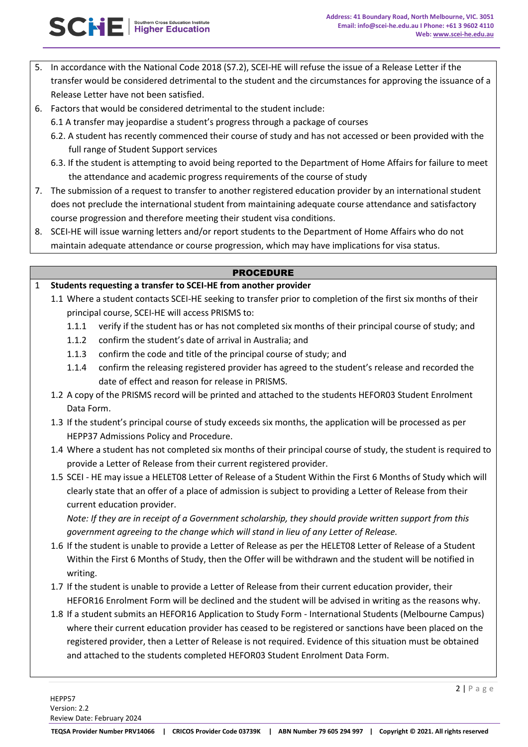5. In accordance with the National Code 2018 (S7.2), SCEI-HE will refuse the issue of a Release Letter if the transfer would be considered detrimental to the student and the circumstances for approving the issuance of a Release Letter have not been satisfied.
6. Factors that would be considered detrimental to the student include:
   - 6.1 A transfer may jeopardise a student's progress through a package of courses
   - 6.2. A student has recently commenced their course of study and has not accessed or been provided with the full range of Student Support services
   - 6.3. If the student is attempting to avoid being reported to the Department of Home Affairs for failure to meet the attendance and academic progress requirements of the course of study
7. The submission of a request to transfer to another registered education provider by an international student does not preclude the international student from maintaining adequate course attendance and satisfactory course progression and therefore meeting their student visa conditions.
8. SCEI-HE will issue warning letters and/or report students to the Department of Home Affairs who do not maintain adequate attendance or course progression, which may have implications for visa status.

## PROCEDURE

**1 Students requesting a transfer to SCEI-HE from another provider**

- 1.1 Where a student contacts SCEI-HE seeking to transfer prior to completion of the first six months of their principal course, SCEI-HE will access PRISMS to:
  - 1.1.1 verify if the student has or has not completed six months of their principal course of study; and
  - 1.1.2 confirm the student's date of arrival in Australia; and
  - 1.1.3 confirm the code and title of the principal course of study; and
  - 1.1.4 confirm the releasing registered provider has agreed to the student's release and recorded the date of effect and reason for release in PRISMS.
- 1.2 A copy of the PRISMS record will be printed and attached to the students HEFOR03 Student Enrolment Data Form.
- 1.3 If the student's principal course of study exceeds six months, the application will be processed as per HEPP37 Admissions Policy and Procedure.
- 1.4 Where a student has not completed six months of their principal course of study, the student is required to provide a Letter of Release from their current registered provider.
- 1.5 SCEI - HE may issue a HELET08 Letter of Release of a Student Within the First 6 Months of Study which will clearly state that an offer of a place of admission is subject to providing a Letter of Release from their current education provider.
  *Note: If they are in receipt of a Government scholarship, they should provide written support from this government agreeing to the change which will stand in lieu of any Letter of Release.*
- 1.6 If the student is unable to provide a Letter of Release as per the HELET08 Letter of Release of a Student Within the First 6 Months of Study, then the Offer will be withdrawn and the student will be notified in writing.
- 1.7 If the student is unable to provide a Letter of Release from their current education provider, their HEFOR16 Enrolment Form will be declined and the student will be advised in writing as the reasons why.
- 1.8 If a student submits an HEFOR16 Application to Study Form - International Students (Melbourne Campus) where their current education provider has ceased to be registered or sanctions have been placed on the registered provider, then a Letter of Release is not required. Evidence of this situation must be obtained and attached to the students completed HEFOR03 Student Enrolment Data Form.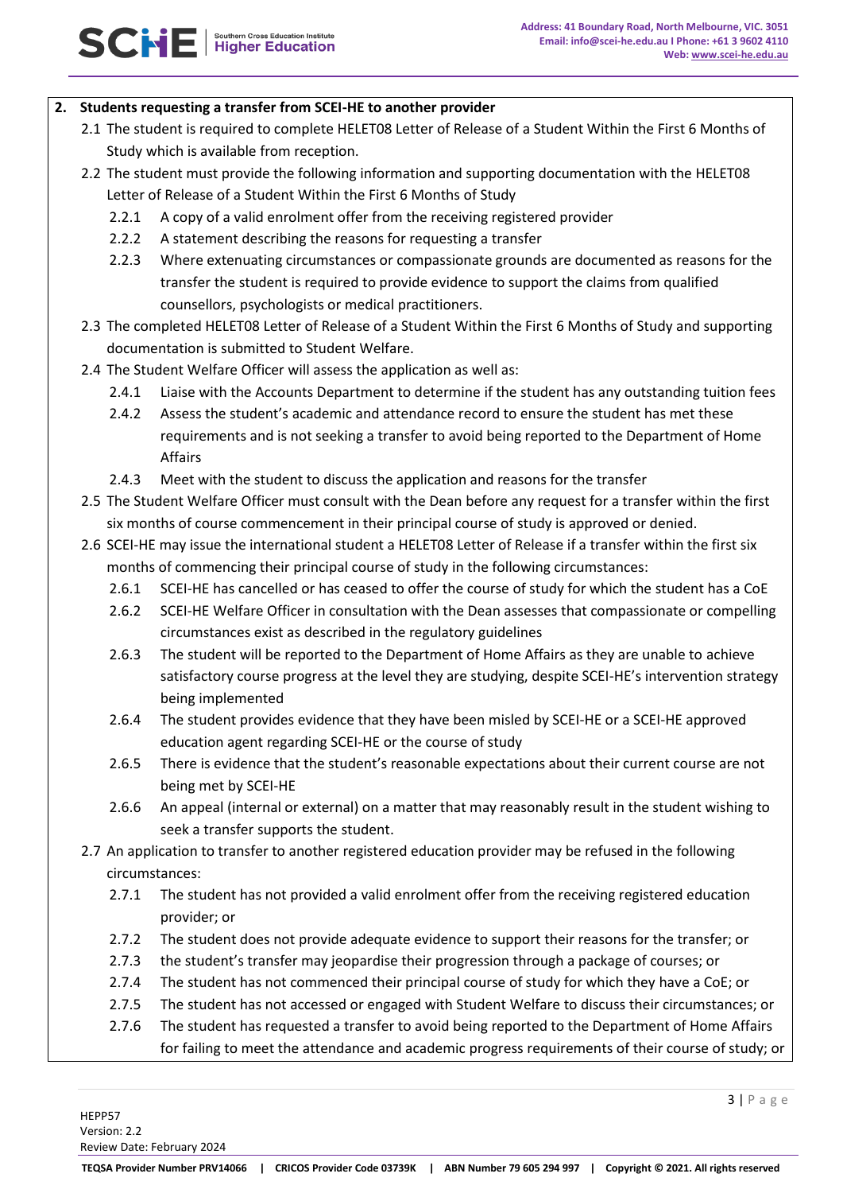## 2. Students requesting a transfer from SCEI-HE to another provider

2.1 The student is required to complete HELET08 Letter of Release of a Student Within the First 6 Months of Study which is available from reception.

2.2 The student must provide the following information and supporting documentation with the HELET08 Letter of Release of a Student Within the First 6 Months of Study

- 2.2.1 A copy of a valid enrolment offer from the receiving registered provider
- 2.2.2 A statement describing the reasons for requesting a transfer
- 2.2.3 Where extenuating circumstances or compassionate grounds are documented as reasons for the transfer the student is required to provide evidence to support the claims from qualified counsellors, psychologists or medical practitioners.

2.3 The completed HELET08 Letter of Release of a Student Within the First 6 Months of Study and supporting documentation is submitted to Student Welfare.

2.4 The Student Welfare Officer will assess the application as well as:

- 2.4.1 Liaise with the Accounts Department to determine if the student has any outstanding tuition fees
- 2.4.2 Assess the student's academic and attendance record to ensure the student has met these requirements and is not seeking a transfer to avoid being reported to the Department of Home Affairs
- 2.4.3 Meet with the student to discuss the application and reasons for the transfer

2.5 The Student Welfare Officer must consult with the Dean before any request for a transfer within the first six months of course commencement in their principal course of study is approved or denied.

2.6 SCEI-HE may issue the international student a HELET08 Letter of Release if a transfer within the first six months of commencing their principal course of study in the following circumstances:

- 2.6.1 SCEI-HE has cancelled or has ceased to offer the course of study for which the student has a CoE
- 2.6.2 SCEI-HE Welfare Officer in consultation with the Dean assesses that compassionate or compelling circumstances exist as described in the regulatory guidelines
- 2.6.3 The student will be reported to the Department of Home Affairs as they are unable to achieve satisfactory course progress at the level they are studying, despite SCEI-HE's intervention strategy being implemented
- 2.6.4 The student provides evidence that they have been misled by SCEI-HE or a SCEI-HE approved education agent regarding SCEI-HE or the course of study
- 2.6.5 There is evidence that the student's reasonable expectations about their current course are not being met by SCEI-HE
- 2.6.6 An appeal (internal or external) on a matter that may reasonably result in the student wishing to seek a transfer supports the student.

2.7 An application to transfer to another registered education provider may be refused in the following circumstances:

- 2.7.1 The student has not provided a valid enrolment offer from the receiving registered education provider; or
- 2.7.2 The student does not provide adequate evidence to support their reasons for the transfer; or
- 2.7.3 the student's transfer may jeopardise their progression through a package of courses; or
- 2.7.4 The student has not commenced their principal course of study for which they have a CoE; or
- 2.7.5 The student has not accessed or engaged with Student Welfare to discuss their circumstances; or
- 2.7.6 The student has requested a transfer to avoid being reported to the Department of Home Affairs for failing to meet the attendance and academic progress requirements of their course of study; or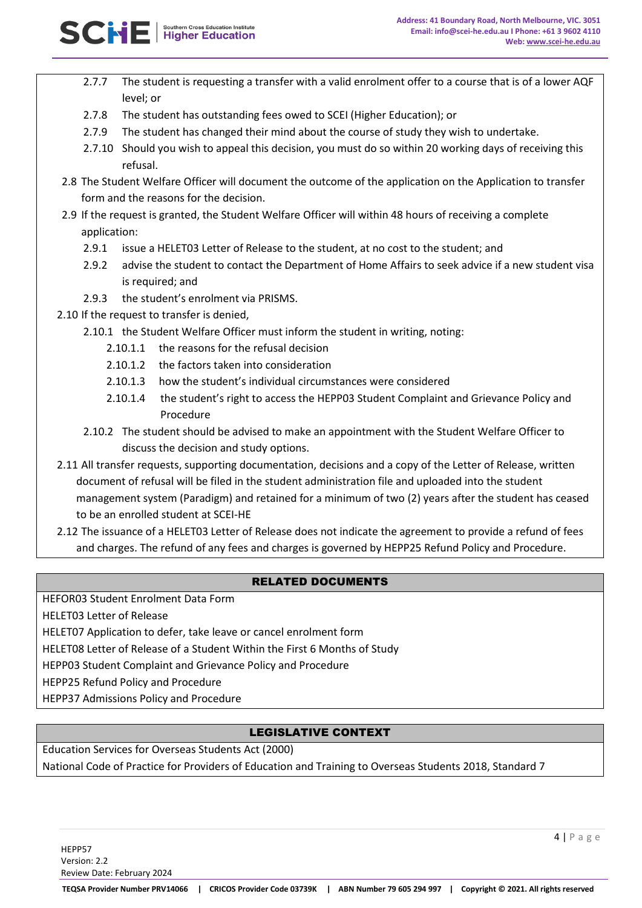2.7.7 The student is requesting a transfer with a valid enrolment offer to a course that is of a lower AQF level; or

2.7.8 The student has outstanding fees owed to SCEI (Higher Education); or

2.7.9 The student has changed their mind about the course of study they wish to undertake.

2.7.10 Should you wish to appeal this decision, you must do so within 20 working days of receiving this refusal.

2.8 The Student Welfare Officer will document the outcome of the application on the Application to transfer form and the reasons for the decision.

2.9 If the request is granted, the Student Welfare Officer will within 48 hours of receiving a complete application:

2.9.1 issue a HELET03 Letter of Release to the student, at no cost to the student; and

2.9.2 advise the student to contact the Department of Home Affairs to seek advice if a new student visa is required; and

2.9.3 the student's enrolment via PRISMS.

2.10 If the request to transfer is denied,

2.10.1 the Student Welfare Officer must inform the student in writing, noting:

2.10.1.1 the reasons for the refusal decision

2.10.1.2 the factors taken into consideration

2.10.1.3 how the student's individual circumstances were considered

2.10.1.4 the student's right to access the HEPP03 Student Complaint and Grievance Policy and Procedure

2.10.2 The student should be advised to make an appointment with the Student Welfare Officer to discuss the decision and study options.

2.11 All transfer requests, supporting documentation, decisions and a copy of the Letter of Release, written document of refusal will be filed in the student administration file and uploaded into the student management system (Paradigm) and retained for a minimum of two (2) years after the student has ceased to be an enrolled student at SCEI-HE

2.12 The issuance of a HELET03 Letter of Release does not indicate the agreement to provide a refund of fees and charges. The refund of any fees and charges is governed by HEPP25 Refund Policy and Procedure.

## RELATED DOCUMENTS

HEFOR03 Student Enrolment Data Form

HELET03 Letter of Release

HELET07 Application to defer, take leave or cancel enrolment form

HELET08 Letter of Release of a Student Within the First 6 Months of Study

HEPP03 Student Complaint and Grievance Policy and Procedure

HEPP25 Refund Policy and Procedure

HEPP37 Admissions Policy and Procedure

## LEGISLATIVE CONTEXT

Education Services for Overseas Students Act (2000)

National Code of Practice for Providers of Education and Training to Overseas Students 2018, Standard 7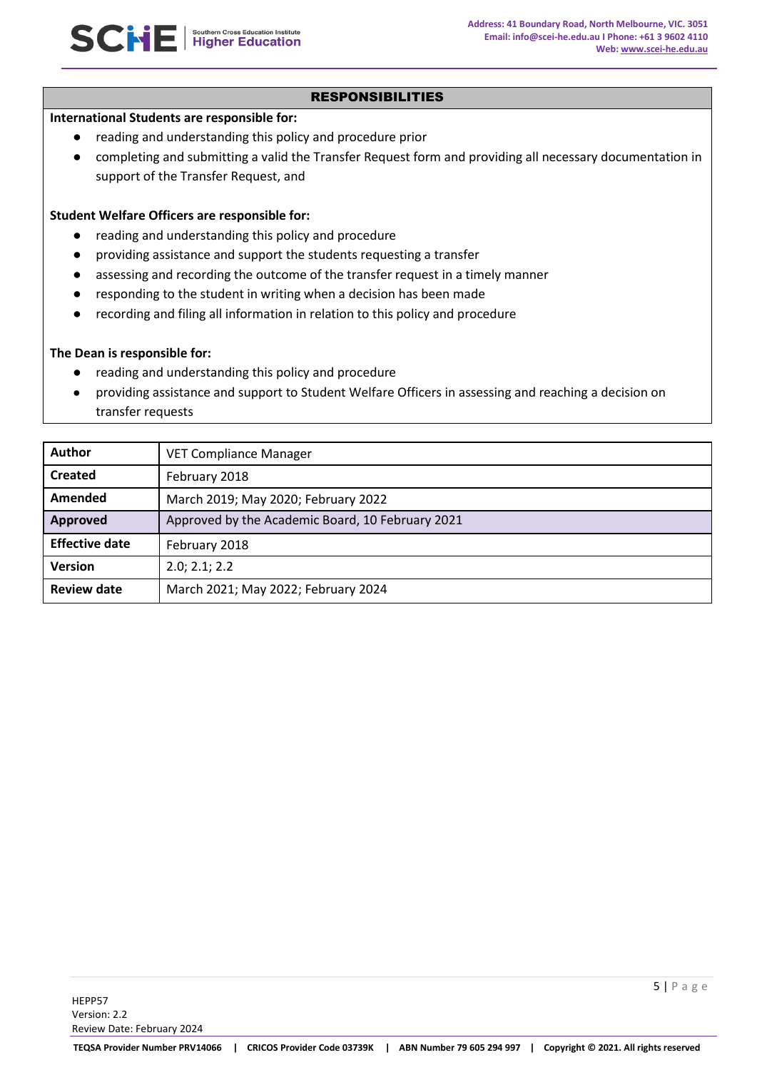## RESPONSIBILITIES

**International Students are responsible for:**

- reading and understanding this policy and procedure prior
- completing and submitting a valid the Transfer Request form and providing all necessary documentation in support of the Transfer Request, and

**Student Welfare Officers are responsible for:**

- reading and understanding this policy and procedure
- providing assistance and support the students requesting a transfer
- assessing and recording the outcome of the transfer request in a timely manner
- responding to the student in writing when a decision has been made
- recording and filing all information in relation to this policy and procedure

**The Dean is responsible for:**

- reading and understanding this policy and procedure
- providing assistance and support to Student Welfare Officers in assessing and reaching a decision on transfer requests

| | |
|---|---|
| **Author** | VET Compliance Manager |
| **Created** | February 2018 |
| **Amended** | March 2019; May 2020; February 2022 |
| **Approved** | Approved by the Academic Board, 10 February 2021 |
| **Effective date** | February 2018 |
| **Version** | 2.0; 2.1; 2.2 |
| **Review date** | March 2021; May 2022; February 2024 |